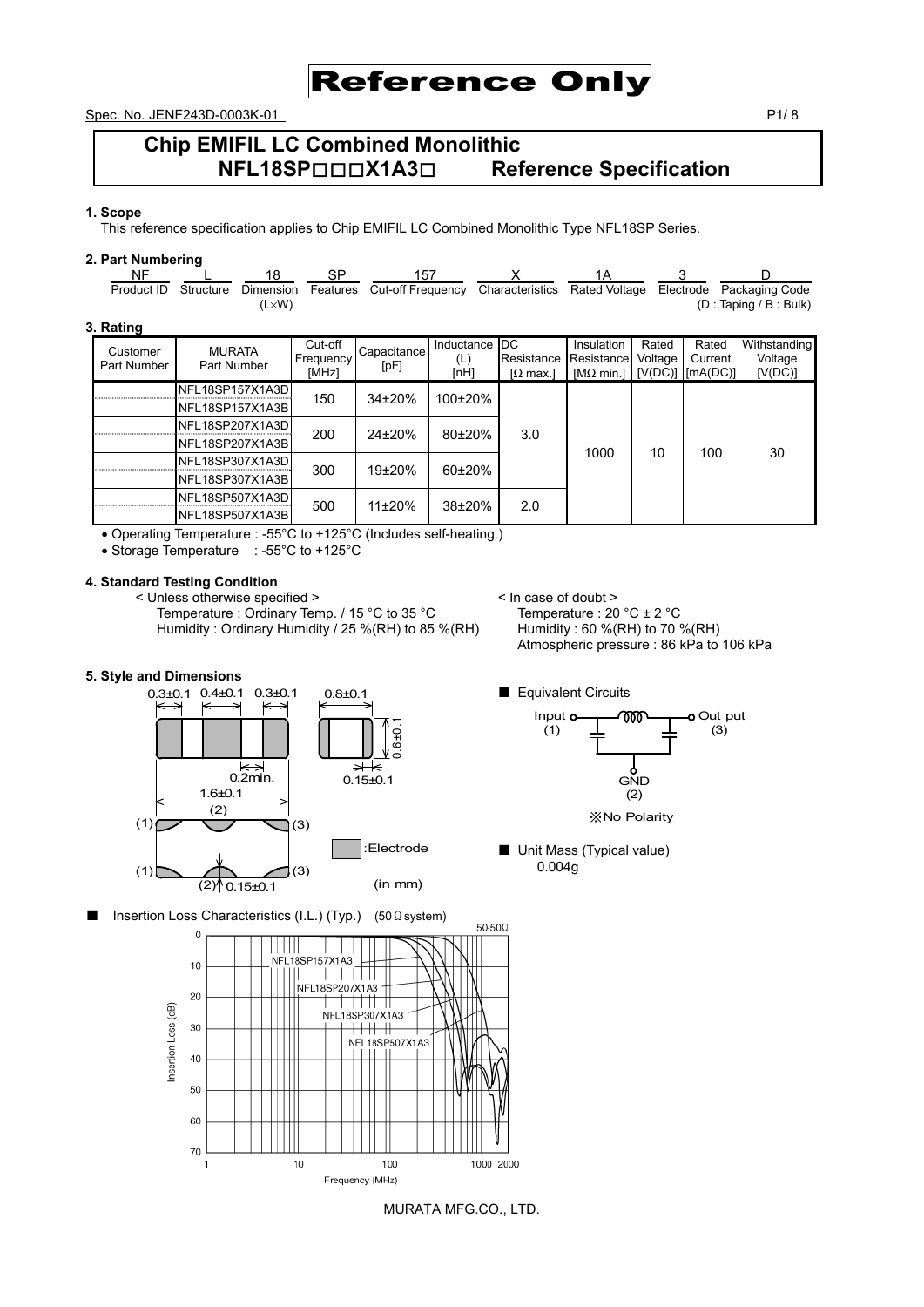# Reference Only

Spec. No. JENF243D-0003K-01

## Chip EMIFIL LC Combined Monolithic NFL18SP□□□X1A3□ Reference Specification

### 1. Scope

This reference specification applies to Chip EMIFIL LC Combined Monolithic Type NFL18SP Series.

### 2. Part Numbering

| NF | L | 18 | SP | 157 | X | 1A | 3 | D |
|---|---|---|---|---|---|---|---|---|
| Product ID | Structure | Dimension (L×W) | Features | Cut-off Frequency | Characteristics | Rated Voltage | Electrode | Packaging Code (D : Taping / B : Bulk) |

### 3. Rating

| Customer Part Number | MURATA Part Number | Cut-off Frequency [MHz] | Capacitance [pF] | Inductance (L) [nH] | DC Resistance [Ω max.] | Insulation Resistance [MΩ min.] | Rated Voltage [V(DC)] | Rated Current [mA(DC)] | Withstanding Voltage [V(DC)] |
|---|---|---|---|---|---|---|---|---|---|
| | NFL18SP157X1A3D | 150 | 34±20% | 100±20% | 3.0 | 1000 | 10 | 100 | 30 |
| | NFL18SP157X1A3B | | | | | | | | |
| | NFL18SP207X1A3D | 200 | 24±20% | 80±20% | | | | | |
| | NFL18SP207X1A3B | | | | | | | | |
| | NFL18SP307X1A3D | 300 | 19±20% | 60±20% | | | | | |
| | NFL18SP307X1A3B | | | | | | | | |
| | NFL18SP507X1A3D | 500 | 11±20% | 38±20% | 2.0 | | | | |
| | NFL18SP507X1A3B | | | | | | | | |

- Operating Temperature : -55°C to +125°C (Includes self-heating.)
- Storage Temperature : -55°C to +125°C

### 4. Standard Testing Condition

< Unless otherwise specified >
Temperature : Ordinary Temp. / 15 °C to 35 °C
Humidity : Ordinary Humidity / 25 %(RH) to 85 %(RH)

< In case of doubt >
Temperature : 20 °C ± 2 °C
Humidity : 60 %(RH) to 70 %(RH)
Atmospheric pressure : 86 kPa to 106 kPa

### 5. Style and Dimensions

0.3±0.1 0.4±0.1 0.3±0.1 0.8±0.1 0.6±0.1 0.2min. 0.15±0.1 1.6±0.1 (1) (2) (3) 0.15±0.1

:Electrode (in mm)

■ Equivalent Circuits

Input (1) — Out put (3), GND (2)

※No Polarity

■ Unit Mass (Typical value)
0.004g

■ Insertion Loss Characteristics (I.L.) (Typ.) (50 Ω system)

NFL18SP157X1A3, NFL18SP207X1A3, NFL18SP307X1A3, NFL18SP507X1A3

Insertion Loss (dB) vs. Frequency (MHz)

MURATA MFG.CO., LTD.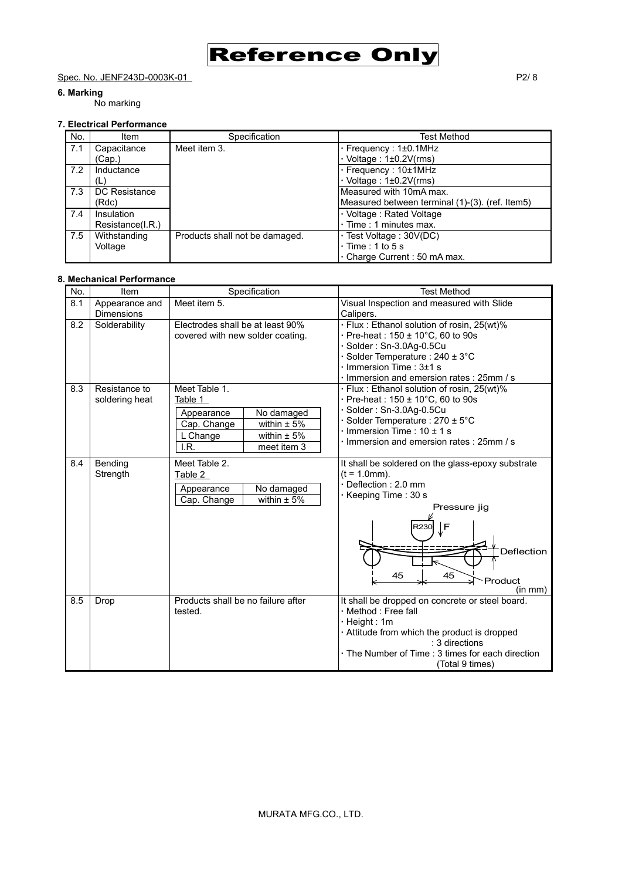Reference Only

Spec. No. JENF243D-0003K-01

**6. Marking**

No marking

**7. Electrical Performance**

| No. | Item | Specification | Test Method |
|---|---|---|---|
| 7.1 | Capacitance (Cap.) | Meet item 3. | · Frequency : 1±0.1MHz<br>· Voltage : 1±0.2V(rms) |
| 7.2 | Inductance (L) | | · Frequency : 10±1MHz<br>· Voltage : 1±0.2V(rms) |
| 7.3 | DC Resistance (Rdc) | | Measured with 10mA max.<br>Measured between terminal (1)-(3). (ref. Item5) |
| 7.4 | Insulation Resistance(I.R.) | | · Voltage : Rated Voltage<br>· Time : 1 minutes max. |
| 7.5 | Withstanding Voltage | Products shall not be damaged. | · Test Voltage : 30V(DC)<br>· Time : 1 to 5 s<br>· Charge Current : 50 mA max. |

**8. Mechanical Performance**

| No. | Item | Specification | Test Method |
|---|---|---|---|
| 8.1 | Appearance and Dimensions | Meet item 5. | Visual Inspection and measured with Slide Calipers. |
| 8.2 | Solderability | Electrodes shall be at least 90% covered with new solder coating. | · Flux : Ethanol solution of rosin, 25(wt)%<br>· Pre-heat : 150 ± 10°C, 60 to 90s<br>· Solder : Sn-3.0Ag-0.5Cu<br>· Solder Temperature : 240 ± 3°C<br>· Immersion Time : 3±1 s<br>· Immersion and emersion rates : 25mm / s |
| 8.3 | Resistance to soldering heat | Meet Table 1.<br>Table 1<br>Appearance: No damaged<br>Cap. Change: within ± 5%<br>L Change: within ± 5%<br>I.R.: meet item 3 | · Flux : Ethanol solution of rosin, 25(wt)%<br>· Pre-heat : 150 ± 10°C, 60 to 90s<br>· Solder : Sn-3.0Ag-0.5Cu<br>· Solder Temperature : 270 ± 5°C<br>· Immersion Time : 10 ± 1 s<br>· Immersion and emersion rates : 25mm / s |
| 8.4 | Bending Strength | Meet Table 2.<br>Table 2<br>Appearance: No damaged<br>Cap. Change: within ± 5% | It shall be soldered on the glass-epoxy substrate (t = 1.0mm).<br>· Deflection : 2.0 mm<br>· Keeping Time : 30 s<br>Pressure jig, R230, F, Deflection, 45, 45, Product (in mm) |
| 8.5 | Drop | Products shall be no failure after tested. | It shall be dropped on concrete or steel board.<br>· Method : Free fall<br>· Height : 1m<br>· Attitude from which the product is dropped : 3 directions<br>· The Number of Time : 3 times for each direction (Total 9 times) |

MURATA MFG.CO., LTD.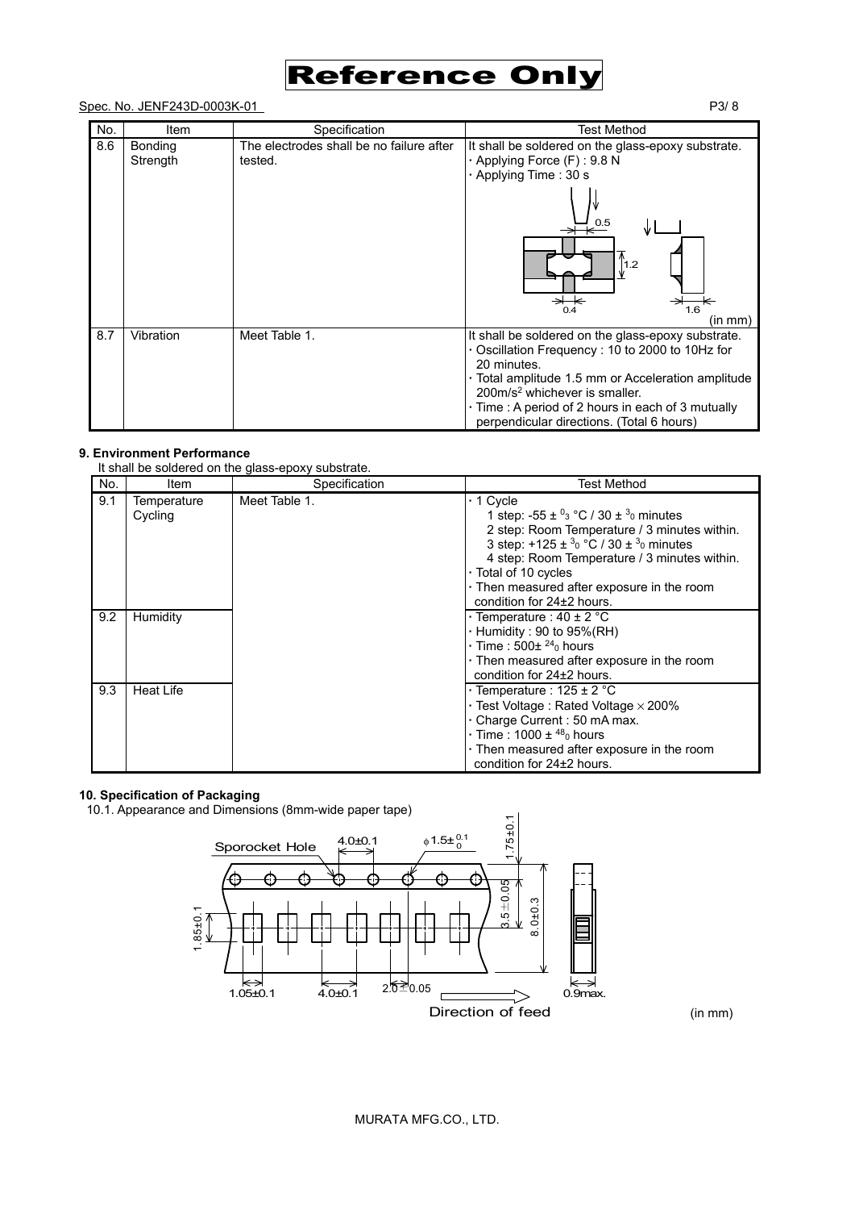Reference Only

Spec. No. JENF243D-0003K-01

| No. | Item | Specification | Test Method |
|---|---|---|---|
| 8.6 | Bonding Strength | The electrodes shall be no failure after tested. | It shall be soldered on the glass-epoxy substrate.<br>· Applying Force (F) : 9.8 N<br>· Applying Time : 30 s<br>(in mm) |
| 8.7 | Vibration | Meet Table 1. | It shall be soldered on the glass-epoxy substrate.<br>· Oscillation Frequency : 10 to 2000 to 10Hz for 20 minutes.<br>· Total amplitude 1.5 mm or Acceleration amplitude 200m/s$^2$ whichever is smaller.<br>· Time : A period of 2 hours in each of 3 mutually perpendicular directions. (Total 6 hours) |

**9. Environment Performance**

It shall be soldered on the glass-epoxy substrate.

| No. | Item | Specification | Test Method |
|---|---|---|---|
| 9.1 | Temperature Cycling | Meet Table 1. | · 1 Cycle<br>1 step: -55 ± $^{0}_{3}$ °C / 30 ± $^{3}_{0}$ minutes<br>2 step: Room Temperature / 3 minutes within.<br>3 step: +125 ± $^{3}_{0}$ °C / 30 ± $^{3}_{0}$ minutes<br>4 step: Room Temperature / 3 minutes within.<br>· Total of 10 cycles<br>· Then measured after exposure in the room condition for 24±2 hours. |
| 9.2 | Humidity | | · Temperature : 40 ± 2 °C<br>· Humidity : 90 to 95%(RH)<br>· Time : 500± $^{24}_{0}$ hours<br>· Then measured after exposure in the room condition for 24±2 hours. |
| 9.3 | Heat Life | | · Temperature : 125 ± 2 °C<br>· Test Voltage : Rated Voltage × 200%<br>· Charge Current : 50 mA max.<br>· Time : 1000 ± $^{48}_{0}$ hours<br>· Then measured after exposure in the room condition for 24±2 hours. |

**10. Specification of Packaging**

10.1. Appearance and Dimensions (8mm-wide paper tape)

Sporocket Hole 4.0±0.1 φ1.5± $^{0.1}_{0}$ 1.75±0.1 3.5±0.05 8.0±0.3 1.85±0.1 1.05±0.1 4.0±0.1 2.0±0.05 0.9max.

Direction of feed

(in mm)

MURATA MFG.CO., LTD.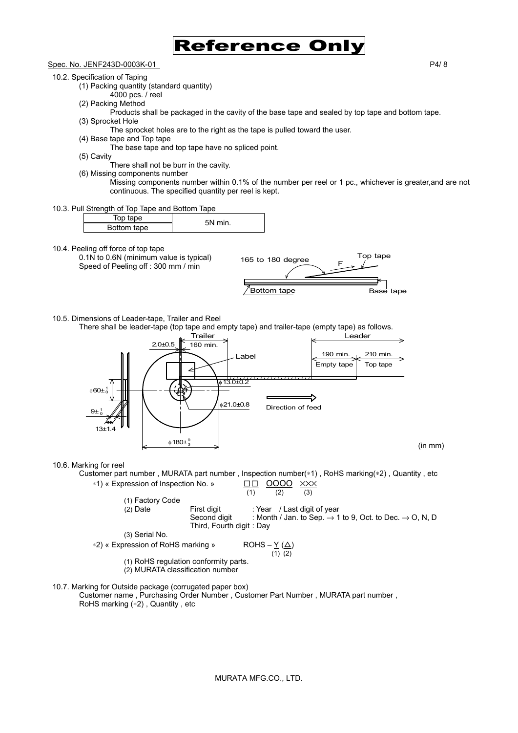Reference Only

Spec. No. JENF243D-0003K-01

10.2. Specification of Taping

(1) Packing quantity (standard quantity)
 4000 pcs. / reel

(2) Packing Method
 Products shall be packaged in the cavity of the base tape and sealed by top tape and bottom tape.

(3) Sprocket Hole
 The sprocket holes are to the right as the tape is pulled toward the user.

(4) Base tape and Top tape
 The base tape and top tape have no spliced point.

(5) Cavity
 There shall not be burr in the cavity.

(6) Missing components number
 Missing components number within 0.1% of the number per reel or 1 pc., whichever is greater,and are not continuous. The specified quantity per reel is kept.

10.3. Pull Strength of Top Tape and Bottom Tape

| Top tape | 5N min. |
|---|---|
| Bottom tape | |

10.4. Peeling off force of top tape
 0.1N to 0.6N (minimum value is typical)
 Speed of Peeling off : 300 mm / min

165 to 180 degree F Top tape
Bottom tape Base tape

10.5. Dimensions of Leader-tape, Trailer and Reel
 There shall be leader-tape (top tape and empty tape) and trailer-tape (empty tape) as follows.

Trailer: 160 min.; 2.0±0.5
Leader: 190 min. Empty tape; 210 min. Top tape
Label
$\phi 13.0 \pm 0.2$
$\phi 21.0 \pm 0.8$
Direction of feed
$\phi 60 \pm ^{1}_{0}$
$9 \pm ^{1}_{0}$
13±1.4
$\phi 180 \pm ^{0}_{3}$

(in mm)

10.6. Marking for reel
 Customer part number , MURATA part number , Inspection number(∗1) , RoHS marking(∗2) , Quantity , etc

∗1) « Expression of Inspection No. » □□ OOOO ××× 
 (1) (2) (3)

(1) Factory Code
(2) Date
 First digit : Year / Last digit of year
 Second digit : Month / Jan. to Sep. → 1 to 9, Oct. to Dec. → O, N, D
 Third, Fourth digit : Day
(3) Serial No.

∗2) « Expression of RoHS marking » ROHS – Y (△)
 (1) (2)

(1) RoHS regulation conformity parts.
(2) MURATA classification number

10.7. Marking for Outside package (corrugated paper box)
 Customer name , Purchasing Order Number , Customer Part Number , MURATA part number , RoHS marking (∗2) , Quantity , etc

MURATA MFG.CO., LTD.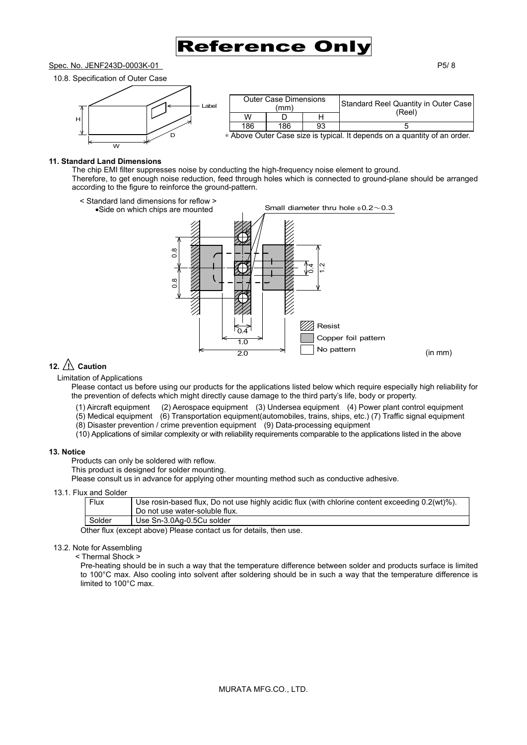Reference Only

Spec. No. JENF243D-0003K-01

10.8. Specification of Outer Case

| Outer Case Dimensions (mm) | | | Standard Reel Quantity in Outer Case (Reel) |
|---|---|---|---|
| W | D | H | |
| 186 | 186 | 93 | 5 |

∗ Above Outer Case size is typical. It depends on a quantity of an order.

**11. Standard Land Dimensions**

The chip EMI filter suppresses noise by conducting the high-frequency noise element to ground.
Therefore, to get enough noise reduction, feed through holes which is connected to ground-plane should be arranged according to the figure to reinforce the ground-pattern.

< Standard land dimensions for reflow >
•Side on which chips are mounted

Small diameter thru hole ϕ0.2～0.3

Resist
Copper foil pattern
No pattern

(in mm)

**12. ⚠ Caution**

Limitation of Applications

Please contact us before using our products for the applications listed below which require especially high reliability for the prevention of defects which might directly cause damage to the third party's life, body or property.

(1) Aircraft equipment (2) Aerospace equipment (3) Undersea equipment (4) Power plant control equipment
(5) Medical equipment (6) Transportation equipment(automobiles, trains, ships, etc.) (7) Traffic signal equipment
(8) Disaster prevention / crime prevention equipment (9) Data-processing equipment
(10) Applications of similar complexity or with reliability requirements comparable to the applications listed in the above

**13. Notice**

Products can only be soldered with reflow.
This product is designed for solder mounting.
Please consult us in advance for applying other mounting method such as conductive adhesive.

13.1. Flux and Solder

| Flux | Use rosin-based flux, Do not use highly acidic flux (with chlorine content exceeding 0.2(wt)%). Do not use water-soluble flux. |
|---|---|
| Solder | Use Sn-3.0Ag-0.5Cu solder |

Other flux (except above) Please contact us for details, then use.

13.2. Note for Assembling

< Thermal Shock >

Pre-heating should be in such a way that the temperature difference between solder and products surface is limited to 100°C max. Also cooling into solvent after soldering should be in such a way that the temperature difference is limited to 100°C max.

MURATA MFG.CO., LTD.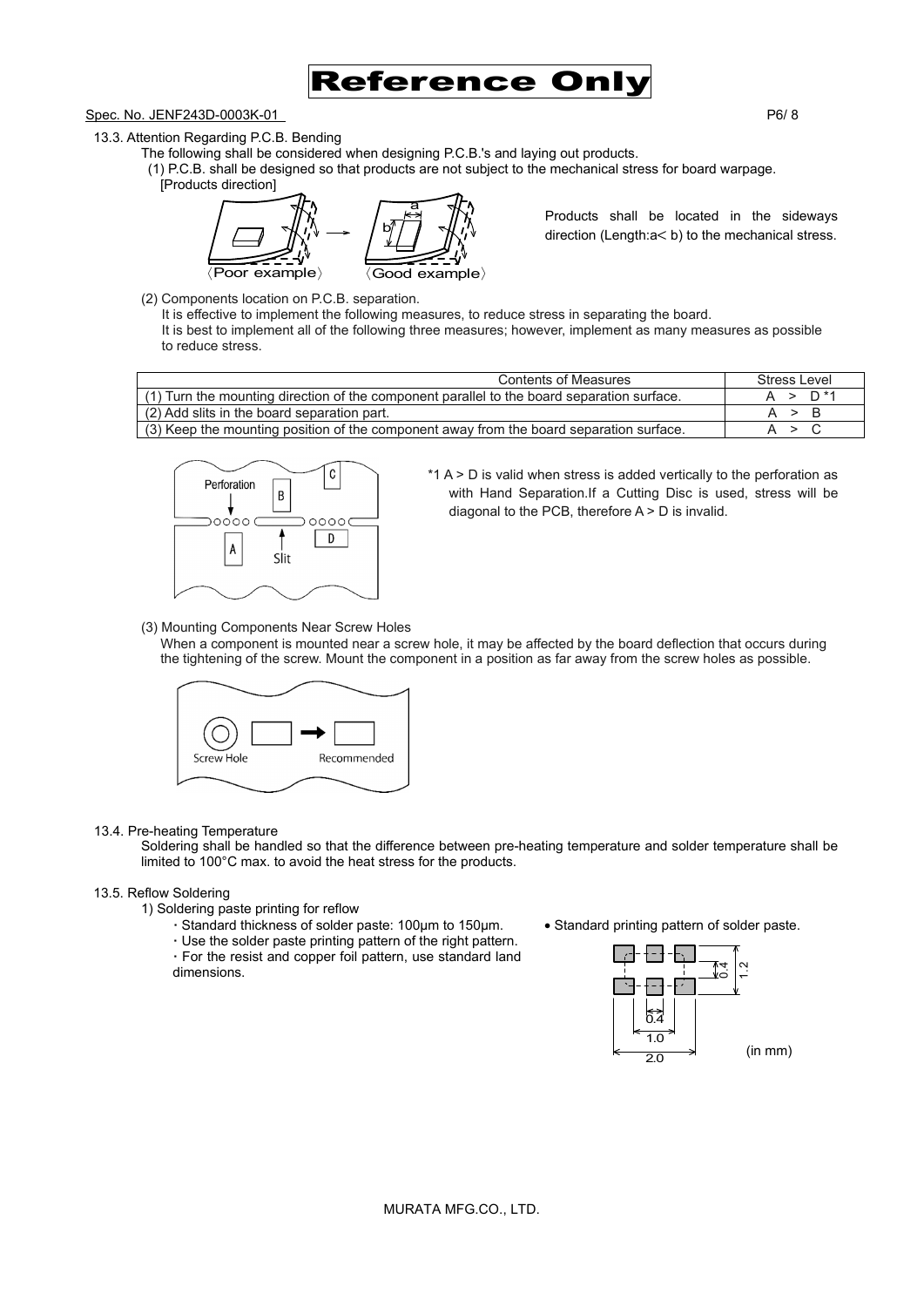Spec. No. JENF243D-0003K-01

### 13.3. Attention Regarding P.C.B. Bending

The following shall be considered when designing P.C.B.'s and laying out products.

(1) P.C.B. shall be designed so that products are not subject to the mechanical stress for board warpage.

[Products direction]

〈Poor example〉 〈Good example〉

Products shall be located in the sideways direction (Length:a< b) to the mechanical stress.

(2) Components location on P.C.B. separation.

It is effective to implement the following measures, to reduce stress in separating the board.
It is best to implement all of the following three measures; however, implement as many measures as possible to reduce stress.

| Contents of Measures | Stress Level |
| --- | --- |
| (1) Turn the mounting direction of the component parallel to the board separation surface. | A > D *1 |
| (2) Add slits in the board separation part. | A > B |
| (3) Keep the mounting position of the component away from the board separation surface. | A > C |

*1 A > D is valid when stress is added vertically to the perforation as with Hand Separation.If a Cutting Disc is used, stress will be diagonal to the PCB, therefore A > D is invalid.

(3) Mounting Components Near Screw Holes

When a component is mounted near a screw hole, it may be affected by the board deflection that occurs during the tightening of the screw. Mount the component in a position as far away from the screw holes as possible.

### 13.4. Pre-heating Temperature

Soldering shall be handled so that the difference between pre-heating temperature and solder temperature shall be limited to 100°C max. to avoid the heat stress for the products.

### 13.5. Reflow Soldering

1) Soldering paste printing for reflow

- Standard thickness of solder paste: 100μm to 150μm.
- Use the solder paste printing pattern of the right pattern.
- For the resist and copper foil pattern, use standard land dimensions.

• Standard printing pattern of solder paste.

(in mm)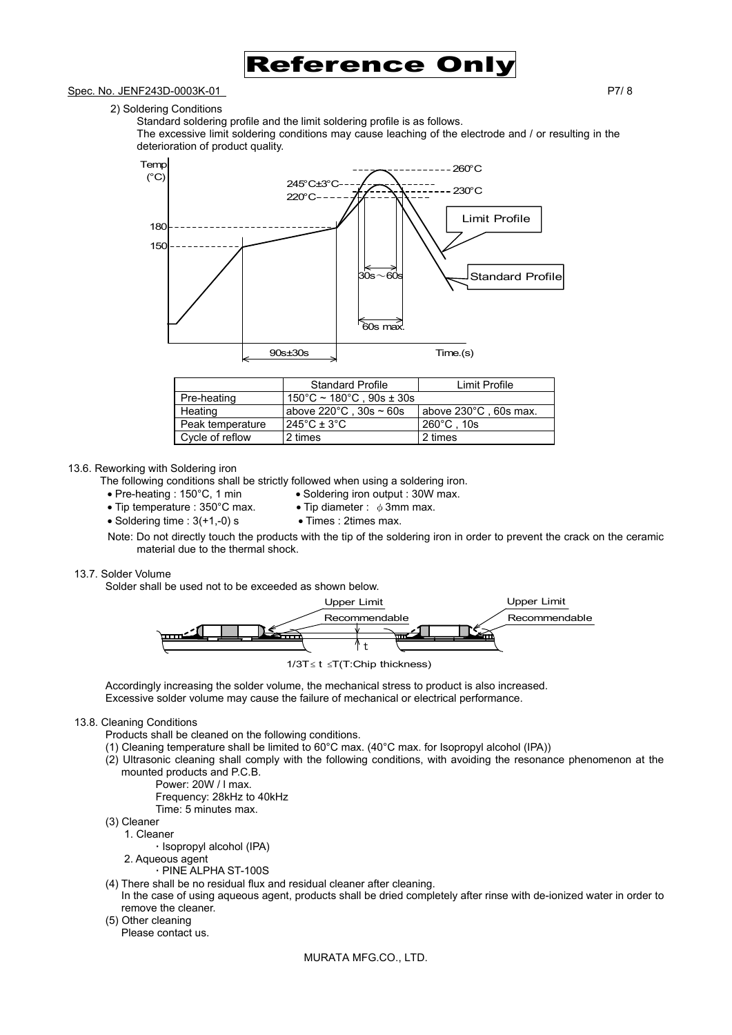2) Soldering Conditions

Standard soldering profile and the limit soldering profile is as follows.
The excessive limit soldering conditions may cause leaching of the electrode and / or resulting in the deterioration of product quality.

| | Standard Profile | Limit Profile |
|---|---|---|
| Pre-heating | 150°C ~ 180°C , 90s ± 30s | |
| Heating | above 220°C , 30s ~ 60s | above 230°C , 60s max. |
| Peak temperature | 245°C ± 3°C | 260°C , 10s |
| Cycle of reflow | 2 times | 2 times |

### 13.6. Reworking with Soldering iron

The following conditions shall be strictly followed when using a soldering iron.

- Pre-heating : 150°C, 1 min
- Soldering iron output : 30W max.
- Tip temperature : 350°C max.
- Tip diameter : φ3mm max.
- Soldering time : 3(+1,-0) s
- Times : 2times max.

Note: Do not directly touch the products with the tip of the soldering iron in order to prevent the crack on the ceramic material due to the thermal shock.

### 13.7. Solder Volume

Solder shall be used not to be exceeded as shown below.

$1/3T \leq t \leq T$(T:Chip thickness)

Accordingly increasing the solder volume, the mechanical stress to product is also increased.
Excessive solder volume may cause the failure of mechanical or electrical performance.

### 13.8. Cleaning Conditions

Products shall be cleaned on the following conditions.

(1) Cleaning temperature shall be limited to 60°C max. (40°C max. for Isopropyl alcohol (IPA))

(2) Ultrasonic cleaning shall comply with the following conditions, with avoiding the resonance phenomenon at the mounted products and P.C.B.

Power: 20W / l max.
Frequency: 28kHz to 40kHz
Time: 5 minutes max.

(3) Cleaner

1. Cleaner
   ・Isopropyl alcohol (IPA)
2. Aqueous agent
   ・PINE ALPHA ST-100S

(4) There shall be no residual flux and residual cleaner after cleaning.
In the case of using aqueous agent, products shall be dried completely after rinse with de-ionized water in order to remove the cleaner.

(5) Other cleaning
Please contact us.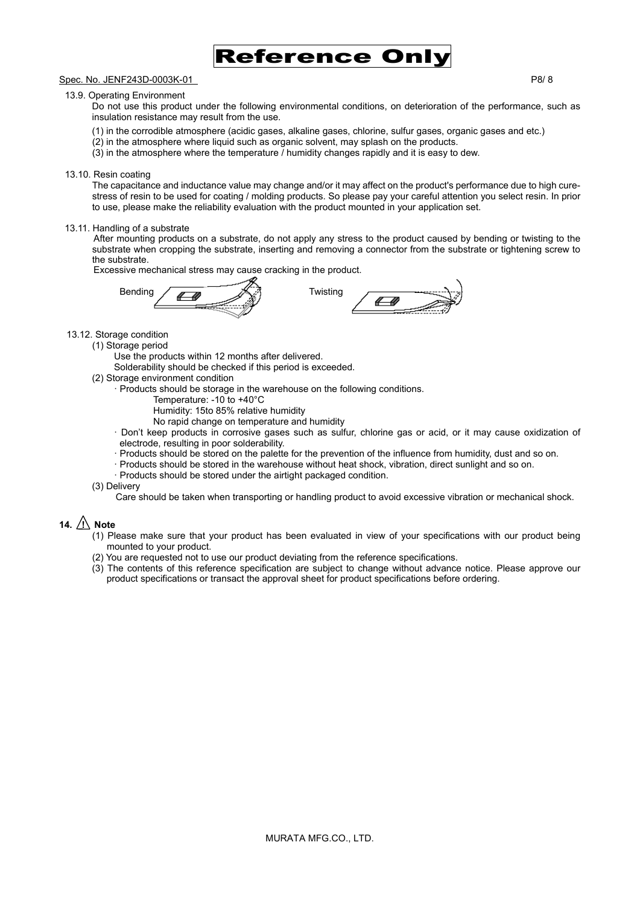13.9. Operating Environment

Do not use this product under the following environmental conditions, on deterioration of the performance, such as insulation resistance may result from the use.

(1) in the corrodible atmosphere (acidic gases, alkaline gases, chlorine, sulfur gases, organic gases and etc.)
(2) in the atmosphere where liquid such as organic solvent, may splash on the products.
(3) in the atmosphere where the temperature / humidity changes rapidly and it is easy to dew.

13.10. Resin coating

The capacitance and inductance value may change and/or it may affect on the product's performance due to high cure-stress of resin to be used for coating / molding products. So please pay your careful attention you select resin. In prior to use, please make the reliability evaluation with the product mounted in your application set.

13.11. Handling of a substrate

After mounting products on a substrate, do not apply any stress to the product caused by bending or twisting to the substrate when cropping the substrate, inserting and removing a connector from the substrate or tightening screw to the substrate.

Excessive mechanical stress may cause cracking in the product.

Bending

Twisting

13.12. Storage condition

(1) Storage period

Use the products within 12 months after delivered.
Solderability should be checked if this period is exceeded.

(2) Storage environment condition

· Products should be storage in the warehouse on the following conditions.

Temperature: -10 to +40°C
Humidity: 15to 85% relative humidity
No rapid change on temperature and humidity

· Don't keep products in corrosive gases such as sulfur, chlorine gas or acid, or it may cause oxidization of electrode, resulting in poor solderability.
· Products should be stored on the palette for the prevention of the influence from humidity, dust and so on.
· Products should be stored in the warehouse without heat shock, vibration, direct sunlight and so on.
· Products should be stored under the airtight packaged condition.

(3) Delivery

Care should be taken when transporting or handling product to avoid excessive vibration or mechanical shock.

**14. ⚠ Note**

(1) Please make sure that your product has been evaluated in view of your specifications with our product being mounted to your product.
(2) You are requested not to use our product deviating from the reference specifications.
(3) The contents of this reference specification are subject to change without advance notice. Please approve our product specifications or transact the approval sheet for product specifications before ordering.